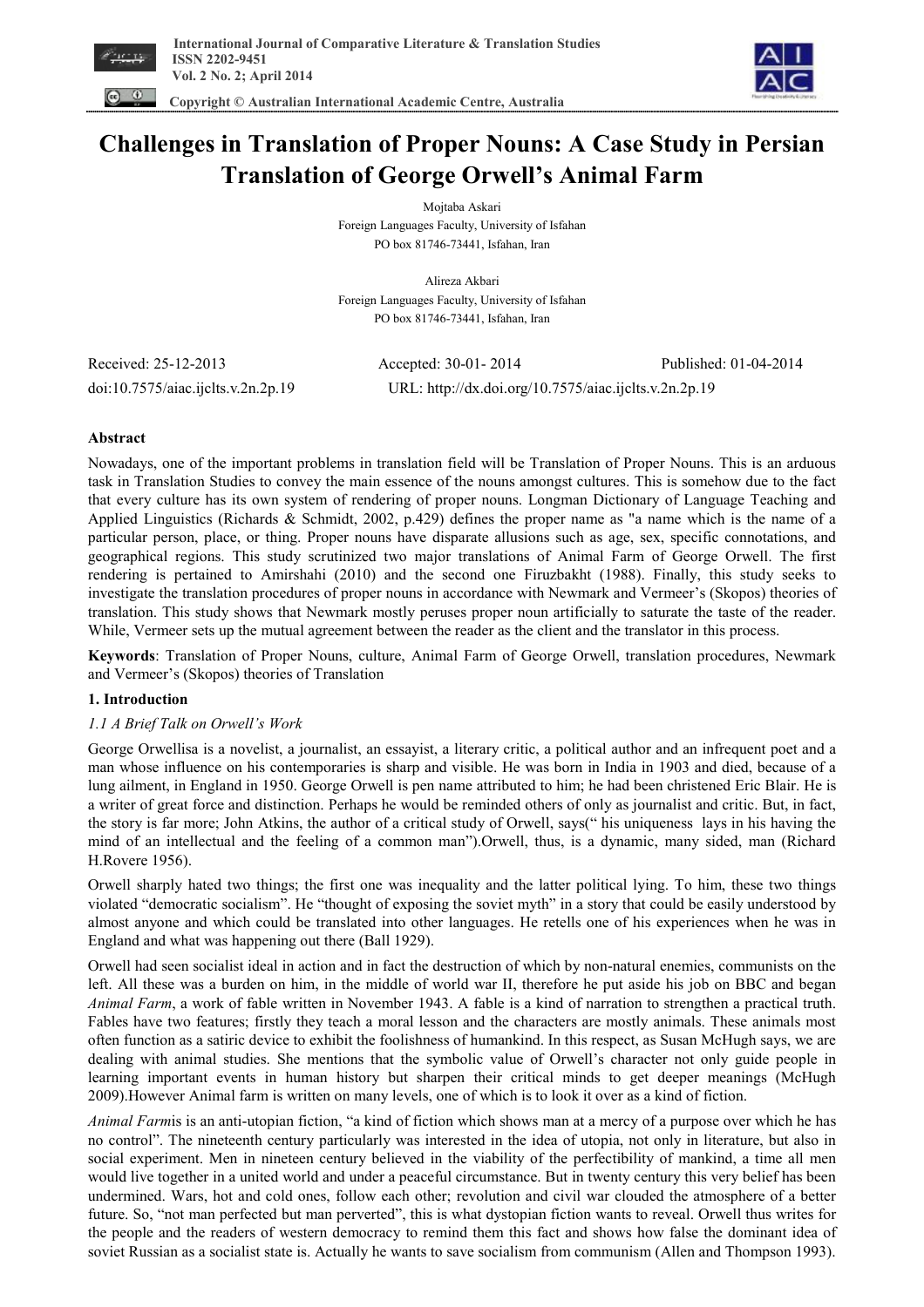# Challenges in Translation of Proper Nouns: A Case Study in Persian Translation of George Orwell's Animal Farm

Mojtaba Askari
Foreign Languages Faculty, University of Isfahan
PO box 81746-73441, Isfahan, Iran

Alireza Akbari
Foreign Languages Faculty, University of Isfahan
PO box 81746-73441, Isfahan, Iran

Received: 25-12-2013 Accepted: 30-01- 2014 Published: 01-04-2014

doi:10.7575/aiac.ijclts.v.2n.2p.19 URL: http://dx.doi.org/10.7575/aiac.ijclts.v.2n.2p.19

## Abstract

Nowadays, one of the important problems in translation field will be Translation of Proper Nouns. This is an arduous task in Translation Studies to convey the main essence of the nouns amongst cultures. This is somehow due to the fact that every culture has its own system of rendering of proper nouns. Longman Dictionary of Language Teaching and Applied Linguistics (Richards & Schmidt, 2002, p.429) defines the proper name as "a name which is the name of a particular person, place, or thing. Proper nouns have disparate allusions such as age, sex, specific connotations, and geographical regions. This study scrutinized two major translations of Animal Farm of George Orwell. The first rendering is pertained to Amirshahi (2010) and the second one Firuzbakht (1988). Finally, this study seeks to investigate the translation procedures of proper nouns in accordance with Newmark and Vermeer's (Skopos) theories of translation. This study shows that Newmark mostly peruses proper noun artificially to saturate the taste of the reader. While, Vermeer sets up the mutual agreement between the reader as the client and the translator in this process.

**Keywords**: Translation of Proper Nouns, culture, Animal Farm of George Orwell, translation procedures, Newmark and Vermeer's (Skopos) theories of Translation

## 1. Introduction

### *1.1 A Brief Talk on Orwell's Work*

George Orwellisa is a novelist, a journalist, an essayist, a literary critic, a political author and an infrequent poet and a man whose influence on his contemporaries is sharp and visible. He was born in India in 1903 and died, because of a lung ailment, in England in 1950. George Orwell is pen name attributed to him; he had been christened Eric Blair. He is a writer of great force and distinction. Perhaps he would be reminded others of only as journalist and critic. But, in fact, the story is far more; John Atkins, the author of a critical study of Orwell, says(" his uniqueness lays in his having the mind of an intellectual and the feeling of a common man").Orwell, thus, is a dynamic, many sided, man (Richard H.Rovere 1956).

Orwell sharply hated two things; the first one was inequality and the latter political lying. To him, these two things violated "democratic socialism". He "thought of exposing the soviet myth" in a story that could be easily understood by almost anyone and which could be translated into other languages. He retells one of his experiences when he was in England and what was happening out there (Ball 1929).

Orwell had seen socialist ideal in action and in fact the destruction of which by non-natural enemies, communists on the left. All these was a burden on him, in the middle of world war II, therefore he put aside his job on BBC and began *Animal Farm*, a work of fable written in November 1943. A fable is a kind of narration to strengthen a practical truth. Fables have two features; firstly they teach a moral lesson and the characters are mostly animals. These animals most often function as a satiric device to exhibit the foolishness of humankind. In this respect, as Susan McHugh says, we are dealing with animal studies. She mentions that the symbolic value of Orwell's character not only guide people in learning important events in human history but sharpen their critical minds to get deeper meanings (McHugh 2009).However Animal farm is written on many levels, one of which is to look it over as a kind of fiction.

*Animal Farm*is an anti-utopian fiction, "a kind of fiction which shows man at a mercy of a purpose over which he has no control". The nineteenth century particularly was interested in the idea of utopia, not only in literature, but also in social experiment. Men in nineteen century believed in the viability of the perfectibility of mankind, a time all men would live together in a united world and under a peaceful circumstance. But in twenty century this very belief has been undermined. Wars, hot and cold ones, follow each other; revolution and civil war clouded the atmosphere of a better future. So, "not man perfected but man perverted", this is what dystopian fiction wants to reveal. Orwell thus writes for the people and the readers of western democracy to remind them this fact and shows how false the dominant idea of soviet Russian as a socialist state is. Actually he wants to save socialism from communism (Allen and Thompson 1993).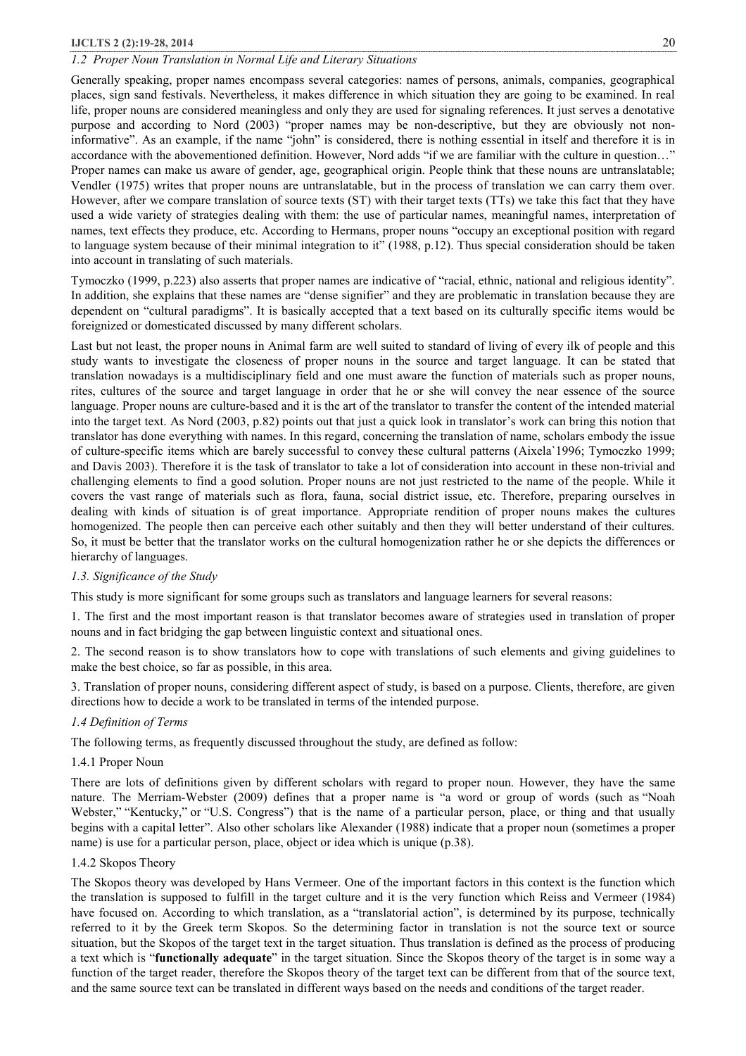### *1.2 Proper Noun Translation in Normal Life and Literary Situations*

Generally speaking, proper names encompass several categories: names of persons, animals, companies, geographical places, sign sand festivals. Nevertheless, it makes difference in which situation they are going to be examined. In real life, proper nouns are considered meaningless and only they are used for signaling references. It just serves a denotative purpose and according to Nord (2003) "proper names may be non-descriptive, but they are obviously not non-informative". As an example, if the name "john" is considered, there is nothing essential in itself and therefore it is in accordance with the abovementioned definition. However, Nord adds "if we are familiar with the culture in question…" Proper names can make us aware of gender, age, geographical origin. People think that these nouns are untranslatable; Vendler (1975) writes that proper nouns are untranslatable, but in the process of translation we can carry them over. However, after we compare translation of source texts (ST) with their target texts (TTs) we take this fact that they have used a wide variety of strategies dealing with them: the use of particular names, meaningful names, interpretation of names, text effects they produce, etc. According to Hermans, proper nouns "occupy an exceptional position with regard to language system because of their minimal integration to it" (1988, p.12). Thus special consideration should be taken into account in translating of such materials.

Tymoczko (1999, p.223) also asserts that proper names are indicative of "racial, ethnic, national and religious identity". In addition, she explains that these names are "dense signifier" and they are problematic in translation because they are dependent on "cultural paradigms". It is basically accepted that a text based on its culturally specific items would be foreignized or domesticated discussed by many different scholars.

Last but not least, the proper nouns in Animal farm are well suited to standard of living of every ilk of people and this study wants to investigate the closeness of proper nouns in the source and target language. It can be stated that translation nowadays is a multidisciplinary field and one must aware the function of materials such as proper nouns, rites, cultures of the source and target language in order that he or she will convey the near essence of the source language. Proper nouns are culture-based and it is the art of the translator to transfer the content of the intended material into the target text. As Nord (2003, p.82) points out that just a quick look in translator's work can bring this notion that translator has done everything with names. In this regard, concerning the translation of name, scholars embody the issue of culture-specific items which are barely successful to convey these cultural patterns (Aixela`1996; Tymoczko 1999; and Davis 2003). Therefore it is the task of translator to take a lot of consideration into account in these non-trivial and challenging elements to find a good solution. Proper nouns are not just restricted to the name of the people. While it covers the vast range of materials such as flora, fauna, social district issue, etc. Therefore, preparing ourselves in dealing with kinds of situation is of great importance. Appropriate rendition of proper nouns makes the cultures homogenized. The people then can perceive each other suitably and then they will better understand of their cultures. So, it must be better that the translator works on the cultural homogenization rather he or she depicts the differences or hierarchy of languages.

### *1.3. Significance of the Study*

This study is more significant for some groups such as translators and language learners for several reasons:

1. The first and the most important reason is that translator becomes aware of strategies used in translation of proper nouns and in fact bridging the gap between linguistic context and situational ones.

2. The second reason is to show translators how to cope with translations of such elements and giving guidelines to make the best choice, so far as possible, in this area.

3. Translation of proper nouns, considering different aspect of study, is based on a purpose. Clients, therefore, are given directions how to decide a work to be translated in terms of the intended purpose.

### *1.4 Definition of Terms*

The following terms, as frequently discussed throughout the study, are defined as follow:

#### 1.4.1 Proper Noun

There are lots of definitions given by different scholars with regard to proper noun. However, they have the same nature. The Merriam-Webster (2009) defines that a proper name is "a word or group of words (such as "Noah Webster," "Kentucky," or "U.S. Congress") that is the name of a particular person, place, or thing and that usually begins with a capital letter". Also other scholars like Alexander (1988) indicate that a proper noun (sometimes a proper name) is use for a particular person, place, object or idea which is unique (p.38).

#### 1.4.2 Skopos Theory

The Skopos theory was developed by Hans Vermeer. One of the important factors in this context is the function which the translation is supposed to fulfill in the target culture and it is the very function which Reiss and Vermeer (1984) have focused on. According to which translation, as a "translatorial action", is determined by its purpose, technically referred to it by the Greek term Skopos. So the determining factor in translation is not the source text or source situation, but the Skopos of the target text in the target situation. Thus translation is defined as the process of producing a text which is "**functionally adequate**" in the target situation. Since the Skopos theory of the target is in some way a function of the target reader, therefore the Skopos theory of the target text can be different from that of the source text, and the same source text can be translated in different ways based on the needs and conditions of the target reader.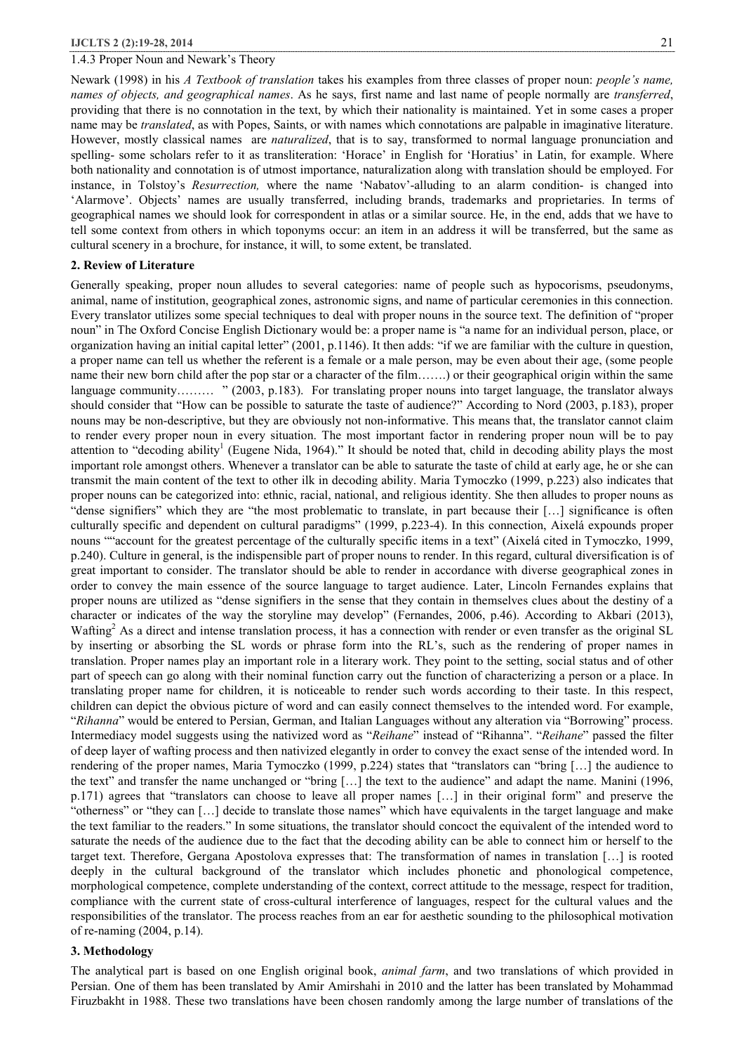### 1.4.3 Proper Noun and Newark's Theory

Newark (1998) in his *A Textbook of translation* takes his examples from three classes of proper noun: *people's name, names of objects, and geographical names*. As he says, first name and last name of people normally are *transferred*, providing that there is no connotation in the text, by which their nationality is maintained. Yet in some cases a proper name may be *translated*, as with Popes, Saints, or with names which connotations are palpable in imaginative literature. However, mostly classical names are *naturalized*, that is to say, transformed to normal language pronunciation and spelling- some scholars refer to it as transliteration: 'Horace' in English for 'Horatius' in Latin, for example. Where both nationality and connotation is of utmost importance, naturalization along with translation should be employed. For instance, in Tolstoy's *Resurrection,* where the name 'Nabatov'-alluding to an alarm condition- is changed into 'Alarmove'. Objects' names are usually transferred, including brands, trademarks and proprietaries. In terms of geographical names we should look for correspondent in atlas or a similar source. He, in the end, adds that we have to tell some context from others in which toponyms occur: an item in an address it will be transferred, but the same as cultural scenery in a brochure, for instance, it will, to some extent, be translated.

## 2. Review of Literature

Generally speaking, proper noun alludes to several categories: name of people such as hypocorisms, pseudonyms, animal, name of institution, geographical zones, astronomic signs, and name of particular ceremonies in this connection. Every translator utilizes some special techniques to deal with proper nouns in the source text. The definition of "proper noun" in The Oxford Concise English Dictionary would be: a proper name is "a name for an individual person, place, or organization having an initial capital letter" (2001, p.1146). It then adds: "if we are familiar with the culture in question, a proper name can tell us whether the referent is a female or a male person, may be even about their age, (some people name their new born child after the pop star or a character of the film…….) or their geographical origin within the same language community……… " (2003, p.183). For translating proper nouns into target language, the translator always should consider that "How can be possible to saturate the taste of audience?" According to Nord (2003, p.183), proper nouns may be non-descriptive, but they are obviously not non-informative. This means that, the translator cannot claim to render every proper noun in every situation. The most important factor in rendering proper noun will be to pay attention to "decoding ability[1] (Eugene Nida, 1964)." It should be noted that, child in decoding ability plays the most important role amongst others. Whenever a translator can be able to saturate the taste of child at early age, he or she can transmit the main content of the text to other ilk in decoding ability. Maria Tymoczko (1999, p.223) also indicates that proper nouns can be categorized into: ethnic, racial, national, and religious identity. She then alludes to proper nouns as "dense signifiers" which they are "the most problematic to translate, in part because their […] significance is often culturally specific and dependent on cultural paradigms" (1999, p.223-4). In this connection, Aixelá expounds proper nouns ""account for the greatest percentage of the culturally specific items in a text" (Aixelá cited in Tymoczko, 1999, p.240). Culture in general, is the indispensible part of proper nouns to render. In this regard, cultural diversification is of great important to consider. The translator should be able to render in accordance with diverse geographical zones in order to convey the main essence of the source language to target audience. Later, Lincoln Fernandes explains that proper nouns are utilized as "dense signifiers in the sense that they contain in themselves clues about the destiny of a character or indicates of the way the storyline may develop" (Fernandes, 2006, p.46). According to Akbari (2013), Wafting[2] As a direct and intense translation process, it has a connection with render or even transfer as the original SL by inserting or absorbing the SL words or phrase form into the RL's, such as the rendering of proper names in translation. Proper names play an important role in a literary work. They point to the setting, social status and of other part of speech can go along with their nominal function carry out the function of characterizing a person or a place. In translating proper name for children, it is noticeable to render such words according to their taste. In this respect, children can depict the obvious picture of word and can easily connect themselves to the intended word. For example, "*Rihanna*" would be entered to Persian, German, and Italian Languages without any alteration via "Borrowing" process. Intermediacy model suggests using the nativized word as "*Reihane*" instead of "Rihanna". "*Reihane*" passed the filter of deep layer of wafting process and then nativized elegantly in order to convey the exact sense of the intended word. In rendering of the proper names, Maria Tymoczko (1999, p.224) states that "translators can "bring […] the audience to the text" and transfer the name unchanged or "bring […] the text to the audience" and adapt the name. Manini (1996, p.171) agrees that "translators can choose to leave all proper names […] in their original form" and preserve the "otherness" or "they can […] decide to translate those names" which have equivalents in the target language and make the text familiar to the readers." In some situations, the translator should concoct the equivalent of the intended word to saturate the needs of the audience due to the fact that the decoding ability can be able to connect him or herself to the target text. Therefore, Gergana Apostolova expresses that: The transformation of names in translation […] is rooted deeply in the cultural background of the translator which includes phonetic and phonological competence, morphological competence, complete understanding of the context, correct attitude to the message, respect for tradition, compliance with the current state of cross-cultural interference of languages, respect for the cultural values and the responsibilities of the translator. The process reaches from an ear for aesthetic sounding to the philosophical motivation of re-naming (2004, p.14).

## 3. Methodology

The analytical part is based on one English original book, *animal farm*, and two translations of which provided in Persian. One of them has been translated by Amir Amirshahi in 2010 and the latter has been translated by Mohammad Firuzbakht in 1988. These two translations have been chosen randomly among the large number of translations of the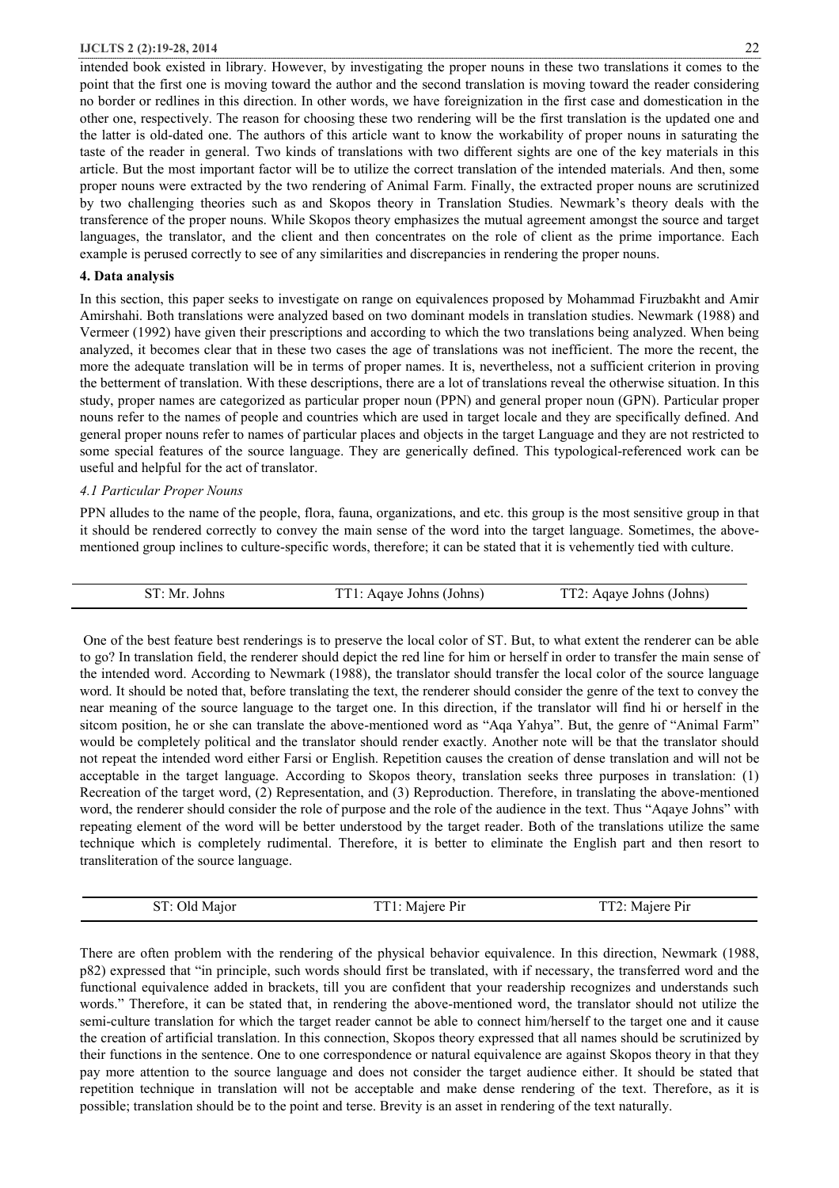intended book existed in library. However, by investigating the proper nouns in these two translations it comes to the point that the first one is moving toward the author and the second translation is moving toward the reader considering no border or redlines in this direction. In other words, we have foreignization in the first case and domestication in the other one, respectively. The reason for choosing these two rendering will be the first translation is the updated one and the latter is old-dated one. The authors of this article want to know the workability of proper nouns in saturating the taste of the reader in general. Two kinds of translations with two different sights are one of the key materials in this article. But the most important factor will be to utilize the correct translation of the intended materials. And then, some proper nouns were extracted by the two rendering of Animal Farm. Finally, the extracted proper nouns are scrutinized by two challenging theories such as and Skopos theory in Translation Studies. Newmark's theory deals with the transference of the proper nouns. While Skopos theory emphasizes the mutual agreement amongst the source and target languages, the translator, and the client and then concentrates on the role of client as the prime importance. Each example is perused correctly to see of any similarities and discrepancies in rendering the proper nouns.

## 4. Data analysis

In this section, this paper seeks to investigate on range on equivalences proposed by Mohammad Firuzbakht and Amir Amirshahi. Both translations were analyzed based on two dominant models in translation studies. Newmark (1988) and Vermeer (1992) have given their prescriptions and according to which the two translations being analyzed. When being analyzed, it becomes clear that in these two cases the age of translations was not inefficient. The more the recent, the more the adequate translation will be in terms of proper names. It is, nevertheless, not a sufficient criterion in proving the betterment of translation. With these descriptions, there are a lot of translations reveal the otherwise situation. In this study, proper names are categorized as particular proper noun (PPN) and general proper noun (GPN). Particular proper nouns refer to the names of people and countries which are used in target locale and they are specifically defined. And general proper nouns refer to names of particular places and objects in the target Language and they are not restricted to some special features of the source language. They are generically defined. This typological-referenced work can be useful and helpful for the act of translator.

### *4.1 Particular Proper Nouns*

PPN alludes to the name of the people, flora, fauna, organizations, and etc. this group is the most sensitive group in that it should be rendered correctly to convey the main sense of the word into the target language. Sometimes, the above-mentioned group inclines to culture-specific words, therefore; it can be stated that it is vehemently tied with culture.

| ST: Mr. Johns | TT1: Aqaye Johns (Johns) | TT2: Aqaye Johns (Johns) |
|---|---|---|

One of the best feature best renderings is to preserve the local color of ST. But, to what extent the renderer can be able to go? In translation field, the renderer should depict the red line for him or herself in order to transfer the main sense of the intended word. According to Newmark (1988), the translator should transfer the local color of the source language word. It should be noted that, before translating the text, the renderer should consider the genre of the text to convey the near meaning of the source language to the target one. In this direction, if the translator will find hi or herself in the sitcom position, he or she can translate the above-mentioned word as "Aqa Yahya". But, the genre of "Animal Farm" would be completely political and the translator should render exactly. Another note will be that the translator should not repeat the intended word either Farsi or English. Repetition causes the creation of dense translation and will not be acceptable in the target language. According to Skopos theory, translation seeks three purposes in translation: (1) Recreation of the target word, (2) Representation, and (3) Reproduction. Therefore, in translating the above-mentioned word, the renderer should consider the role of purpose and the role of the audience in the text. Thus "Aqaye Johns" with repeating element of the word will be better understood by the target reader. Both of the translations utilize the same technique which is completely rudimental. Therefore, it is better to eliminate the English part and then resort to transliteration of the source language.

| ST: Old Major | TT1: Majere Pir | TT2: Majere Pir |
|---|---|---|

There are often problem with the rendering of the physical behavior equivalence. In this direction, Newmark (1988, p82) expressed that "in principle, such words should first be translated, with if necessary, the transferred word and the functional equivalence added in brackets, till you are confident that your readership recognizes and understands such words." Therefore, it can be stated that, in rendering the above-mentioned word, the translator should not utilize the semi-culture translation for which the target reader cannot be able to connect him/herself to the target one and it cause the creation of artificial translation. In this connection, Skopos theory expressed that all names should be scrutinized by their functions in the sentence. One to one correspondence or natural equivalence are against Skopos theory in that they pay more attention to the source language and does not consider the target audience either. It should be stated that repetition technique in translation will not be acceptable and make dense rendering of the text. Therefore, as it is possible; translation should be to the point and terse. Brevity is an asset in rendering of the text naturally.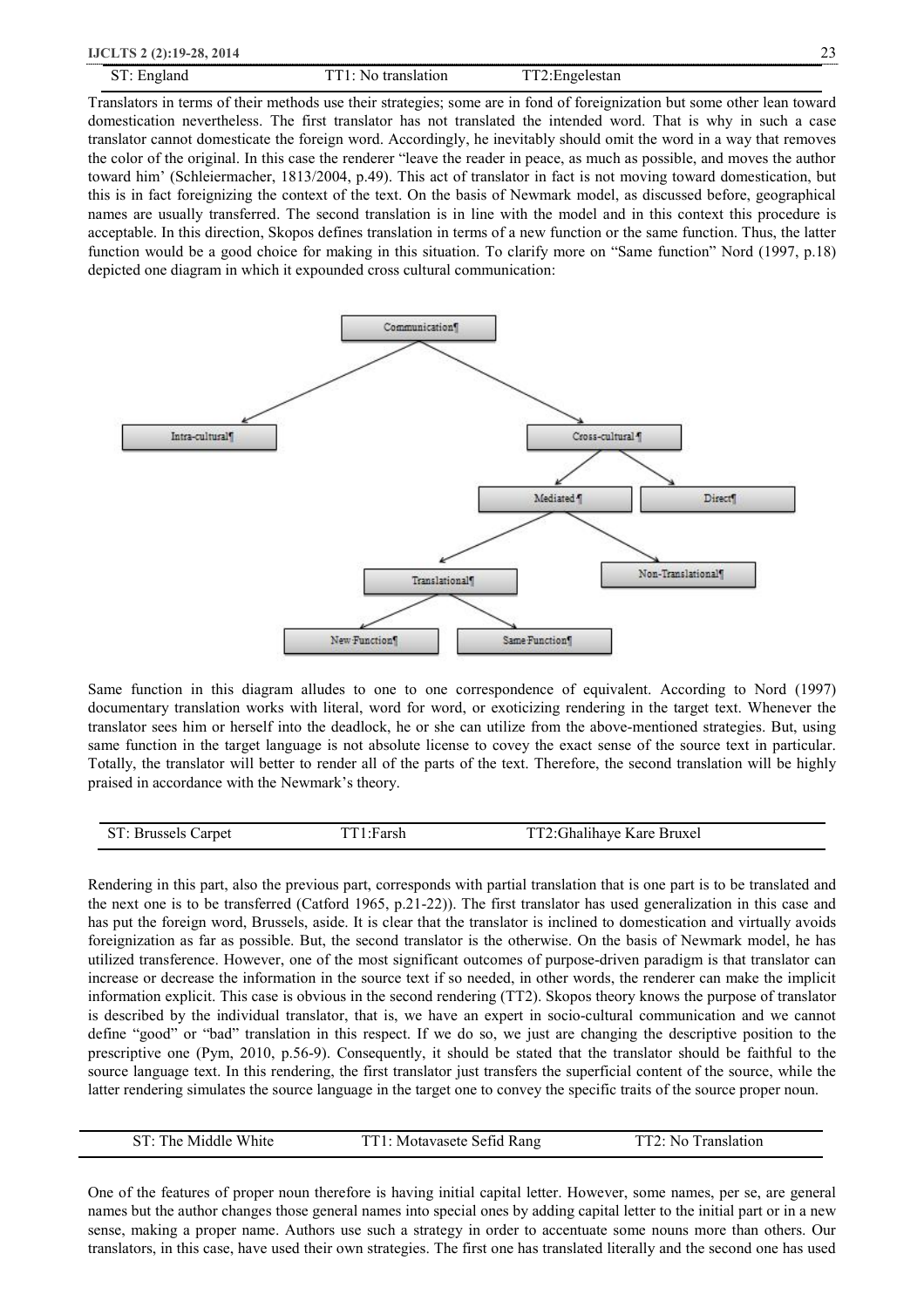| ST: England | TT1: No translation | TT2:Engelestan |
| --- | --- | --- |

Translators in terms of their methods use their strategies; some are in fond of foreignization but some other lean toward domestication nevertheless. The first translator has not translated the intended word. That is why in such a case translator cannot domesticate the foreign word. Accordingly, he inevitably should omit the word in a way that removes the color of the original. In this case the renderer "leave the reader in peace, as much as possible, and moves the author toward him' (Schleiermacher, 1813/2004, p.49). This act of translator in fact is not moving toward domestication, but this is in fact foreignizing the context of the text. On the basis of Newmark model, as discussed before, geographical names are usually transferred. The second translation is in line with the model and in this context this procedure is acceptable. In this direction, Skopos defines translation in terms of a new function or the same function. Thus, the latter function would be a good choice for making in this situation. To clarify more on "Same function" Nord (1997, p.18) depicted one diagram in which it expounded cross cultural communication:

```
Communication
├── Intra-cultural
└── Cross-cultural
    ├── Mediated
    │   ├── Translational
    │   │   ├── New Function
    │   │   └── Same Function
    │   └── Non-Translational
    └── Direct
```

Same function in this diagram alludes to one to one correspondence of equivalent. According to Nord (1997) documentary translation works with literal, word for word, or exoticizing rendering in the target text. Whenever the translator sees him or herself into the deadlock, he or she can utilize from the above-mentioned strategies. But, using same function in the target language is not absolute license to covey the exact sense of the source text in particular. Totally, the translator will better to render all of the parts of the text. Therefore, the second translation will be highly praised in accordance with the Newmark's theory.

| ST: Brussels Carpet | TT1:Farsh | TT2:Ghalihaye Kare Bruxel |
| --- | --- | --- |

Rendering in this part, also the previous part, corresponds with partial translation that is one part is to be translated and the next one is to be transferred (Catford 1965, p.21-22)). The first translator has used generalization in this case and has put the foreign word, Brussels, aside. It is clear that the translator is inclined to domestication and virtually avoids foreignization as far as possible. But, the second translator is the otherwise. On the basis of Newmark model, he has utilized transference. However, one of the most significant outcomes of purpose-driven paradigm is that translator can increase or decrease the information in the source text if so needed, in other words, the renderer can make the implicit information explicit. This case is obvious in the second rendering (TT2). Skopos theory knows the purpose of translator is described by the individual translator, that is, we have an expert in socio-cultural communication and we cannot define "good" or "bad" translation in this respect. If we do so, we just are changing the descriptive position to the prescriptive one (Pym, 2010, p.56-9). Consequently, it should be stated that the translator should be faithful to the source language text. In this rendering, the first translator just transfers the superficial content of the source, while the latter rendering simulates the source language in the target one to convey the specific traits of the source proper noun.

| ST: The Middle White | TT1: Motavasete Sefid Rang | TT2: No Translation |
| --- | --- | --- |

One of the features of proper noun therefore is having initial capital letter. However, some names, per se, are general names but the author changes those general names into special ones by adding capital letter to the initial part or in a new sense, making a proper name. Authors use such a strategy in order to accentuate some nouns more than others. Our translators, in this case, have used their own strategies. The first one has translated literally and the second one has used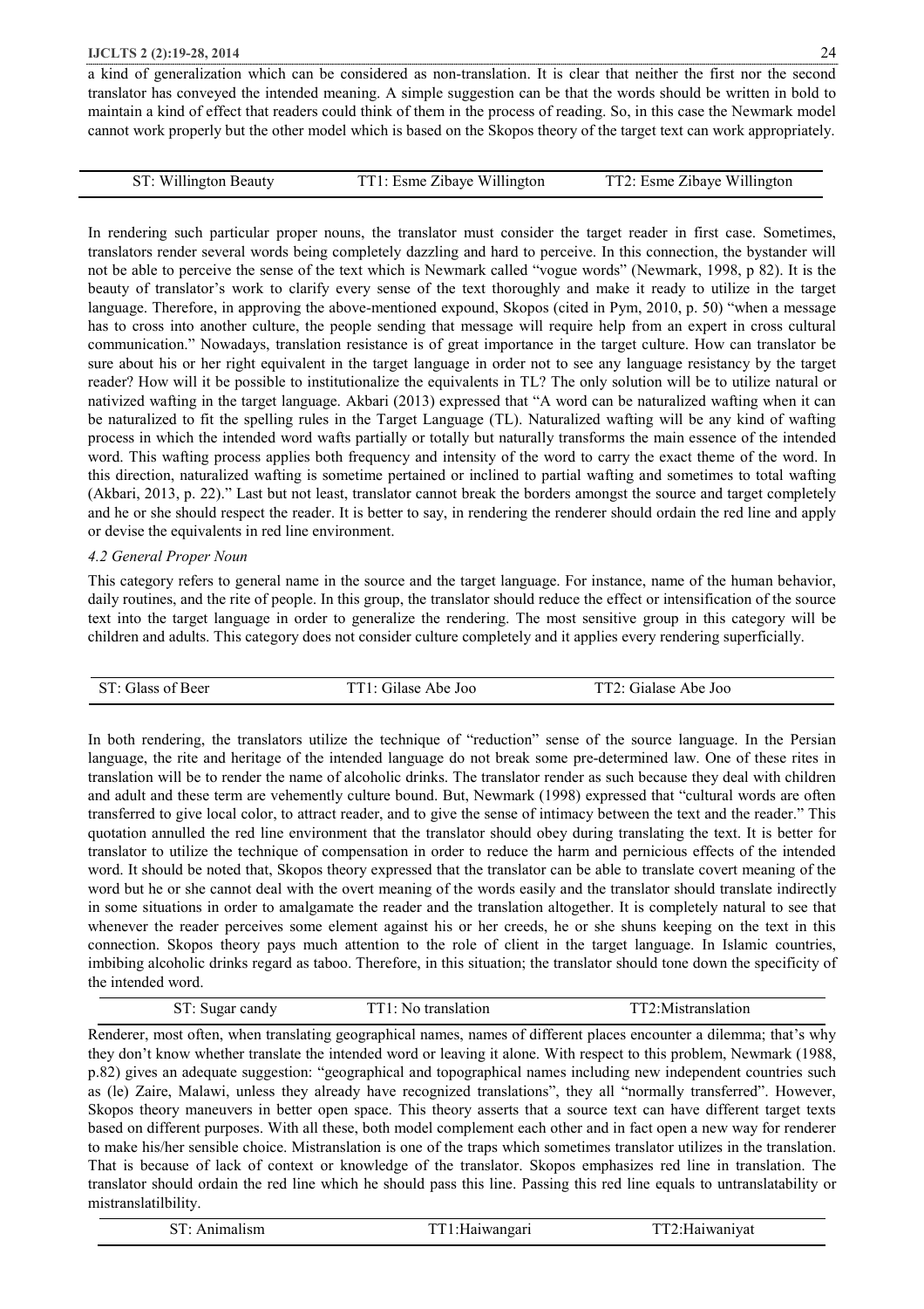a kind of generalization which can be considered as non-translation. It is clear that neither the first nor the second translator has conveyed the intended meaning. A simple suggestion can be that the words should be written in bold to maintain a kind of effect that readers could think of them in the process of reading. So, in this case the Newmark model cannot work properly but the other model which is based on the Skopos theory of the target text can work appropriately.

| ST: Willington Beauty | TT1: Esme Zibaye Willington | TT2: Esme Zibaye Willington |
|---|---|---|

In rendering such particular proper nouns, the translator must consider the target reader in first case. Sometimes, translators render several words being completely dazzling and hard to perceive. In this connection, the bystander will not be able to perceive the sense of the text which is Newmark called "vogue words" (Newmark, 1998, p 82). It is the beauty of translator's work to clarify every sense of the text thoroughly and make it ready to utilize in the target language. Therefore, in approving the above-mentioned expound, Skopos (cited in Pym, 2010, p. 50) "when a message has to cross into another culture, the people sending that message will require help from an expert in cross cultural communication." Nowadays, translation resistance is of great importance in the target culture. How can translator be sure about his or her right equivalent in the target language in order not to see any language resistancy by the target reader? How will it be possible to institutionalize the equivalents in TL? The only solution will be to utilize natural or nativized wafting in the target language. Akbari (2013) expressed that "A word can be naturalized wafting when it can be naturalized to fit the spelling rules in the Target Language (TL). Naturalized wafting will be any kind of wafting process in which the intended word wafts partially or totally but naturally transforms the main essence of the intended word. This wafting process applies both frequency and intensity of the word to carry the exact theme of the word. In this direction, naturalized wafting is sometime pertained or inclined to partial wafting and sometimes to total wafting (Akbari, 2013, p. 22)." Last but not least, translator cannot break the borders amongst the source and target completely and he or she should respect the reader. It is better to say, in rendering the renderer should ordain the red line and apply or devise the equivalents in red line environment.

*4.2 General Proper Noun*

This category refers to general name in the source and the target language. For instance, name of the human behavior, daily routines, and the rite of people. In this group, the translator should reduce the effect or intensification of the source text into the target language in order to generalize the rendering. The most sensitive group in this category will be children and adults. This category does not consider culture completely and it applies every rendering superficially.

| ST: Glass of Beer | TT1: Gilase Abe Joo | TT2: Gialase Abe Joo |
|---|---|---|

In both rendering, the translators utilize the technique of "reduction" sense of the source language. In the Persian language, the rite and heritage of the intended language do not break some pre-determined law. One of these rites in translation will be to render the name of alcoholic drinks. The translator render as such because they deal with children and adult and these term are vehemently culture bound. But, Newmark (1998) expressed that "cultural words are often transferred to give local color, to attract reader, and to give the sense of intimacy between the text and the reader." This quotation annulled the red line environment that the translator should obey during translating the text. It is better for translator to utilize the technique of compensation in order to reduce the harm and pernicious effects of the intended word. It should be noted that, Skopos theory expressed that the translator can be able to translate covert meaning of the word but he or she cannot deal with the overt meaning of the words easily and the translator should translate indirectly in some situations in order to amalgamate the reader and the translation altogether. It is completely natural to see that whenever the reader perceives some element against his or her creeds, he or she shuns keeping on the text in this connection. Skopos theory pays much attention to the role of client in the target language. In Islamic countries, imbibing alcoholic drinks regard as taboo. Therefore, in this situation; the translator should tone down the specificity of the intended word.

| ST: Sugar candy | TT1: No translation | TT2:Mistranslation |
|---|---|---|

Renderer, most often, when translating geographical names, names of different places encounter a dilemma; that's why they don't know whether translate the intended word or leaving it alone. With respect to this problem, Newmark (1988, p.82) gives an adequate suggestion: "geographical and topographical names including new independent countries such as (le) Zaire, Malawi, unless they already have recognized translations", they all "normally transferred". However, Skopos theory maneuvers in better open space. This theory asserts that a source text can have different target texts based on different purposes. With all these, both model complement each other and in fact open a new way for renderer to make his/her sensible choice. Mistranslation is one of the traps which sometimes translator utilizes in the translation. That is because of lack of context or knowledge of the translator. Skopos emphasizes red line in translation. The translator should ordain the red line which he should pass this line. Passing this red line equals to untranslatability or mistranslatilbility.

| ST: Animalism | TT1:Haiwangari | TT2:Haiwaniyat |
|---|---|---|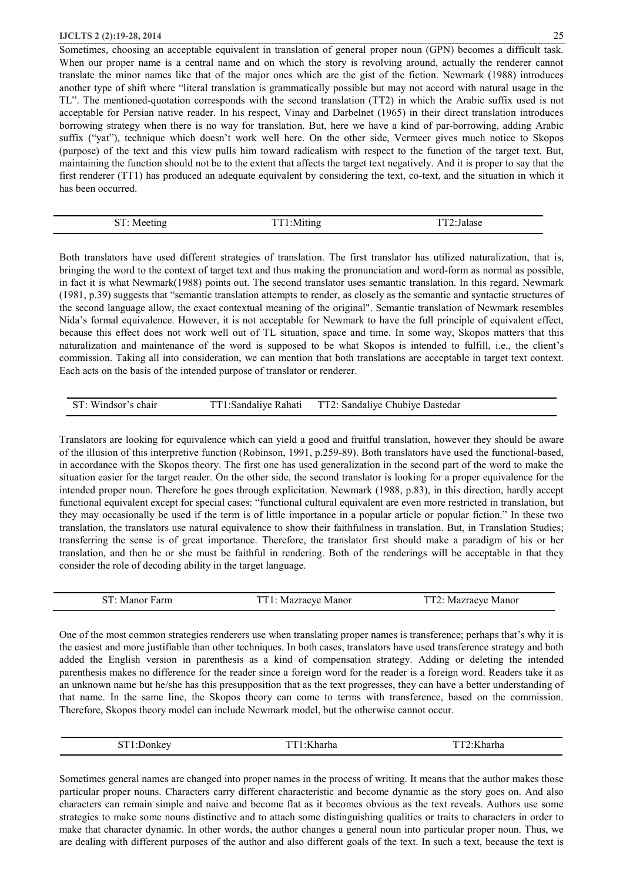Sometimes, choosing an acceptable equivalent in translation of general proper noun (GPN) becomes a difficult task. When our proper name is a central name and on which the story is revolving around, actually the renderer cannot translate the minor names like that of the major ones which are the gist of the fiction. Newmark (1988) introduces another type of shift where "literal translation is grammatically possible but may not accord with natural usage in the TL". The mentioned-quotation corresponds with the second translation (TT2) in which the Arabic suffix used is not acceptable for Persian native reader. In his respect, Vinay and Darbelnet (1965) in their direct translation introduces borrowing strategy when there is no way for translation. But, here we have a kind of par-borrowing, adding Arabic suffix ("yat"), technique which doesn't work well here. On the other side, Vermeer gives much notice to Skopos (purpose) of the text and this view pulls him toward radicalism with respect to the function of the target text. But, maintaining the function should not be to the extent that affects the target text negatively. And it is proper to say that the first renderer (TT1) has produced an adequate equivalent by considering the text, co-text, and the situation in which it has been occurred.

| ST: Meeting | TT1:Miting | TT2:Jalase |
|---|---|---|

Both translators have used different strategies of translation. The first translator has utilized naturalization, that is, bringing the word to the context of target text and thus making the pronunciation and word-form as normal as possible, in fact it is what Newmark(1988) points out. The second translator uses semantic translation. In this regard, Newmark (1981, p.39) suggests that "semantic translation attempts to render, as closely as the semantic and syntactic structures of the second language allow, the exact contextual meaning of the original". Semantic translation of Newmark resembles Nida's formal equivalence. However, it is not acceptable for Newmark to have the full principle of equivalent effect, because this effect does not work well out of TL situation, space and time. In some way, Skopos matters that this naturalization and maintenance of the word is supposed to be what Skopos is intended to fulfill, i.e., the client's commission. Taking all into consideration, we can mention that both translations are acceptable in target text context. Each acts on the basis of the intended purpose of translator or renderer.

| ST: Windsor's chair | TT1:Sandaliye Rahati | TT2: Sandaliye Chubiye Dastedar |
|---|---|---|

Translators are looking for equivalence which can yield a good and fruitful translation, however they should be aware of the illusion of this interpretive function (Robinson, 1991, p.259-89). Both translators have used the functional-based, in accordance with the Skopos theory. The first one has used generalization in the second part of the word to make the situation easier for the target reader. On the other side, the second translator is looking for a proper equivalence for the intended proper noun. Therefore he goes through explicitation. Newmark (1988, p.83), in this direction, hardly accept functional equivalent except for special cases: "functional cultural equivalent are even more restricted in translation, but they may occasionally be used if the term is of little importance in a popular article or popular fiction." In these two translation, the translators use natural equivalence to show their faithfulness in translation. But, in Translation Studies; transferring the sense is of great importance. Therefore, the translator first should make a paradigm of his or her translation, and then he or she must be faithful in rendering. Both of the renderings will be acceptable in that they consider the role of decoding ability in the target language.

| ST: Manor Farm | TT1: Mazraeye Manor | TT2: Mazraeye Manor |
|---|---|---|

One of the most common strategies renderers use when translating proper names is transference; perhaps that's why it is the easiest and more justifiable than other techniques. In both cases, translators have used transference strategy and both added the English version in parenthesis as a kind of compensation strategy. Adding or deleting the intended parenthesis makes no difference for the reader since a foreign word for the reader is a foreign word. Readers take it as an unknown name but he/she has this presupposition that as the text progresses, they can have a better understanding of that name. In the same line, the Skopos theory can come to terms with transference, based on the commission. Therefore, Skopos theory model can include Newmark model, but the otherwise cannot occur.

| ST1:Donkey | TT1:Kharha | TT2:Kharha |
|---|---|---|

Sometimes general names are changed into proper names in the process of writing. It means that the author makes those particular proper nouns. Characters carry different characteristic and become dynamic as the story goes on. And also characters can remain simple and naive and become flat as it becomes obvious as the text reveals. Authors use some strategies to make some nouns distinctive and to attach some distinguishing qualities or traits to characters in order to make that character dynamic. In other words, the author changes a general noun into particular proper noun. Thus, we are dealing with different purposes of the author and also different goals of the text. In such a text, because the text is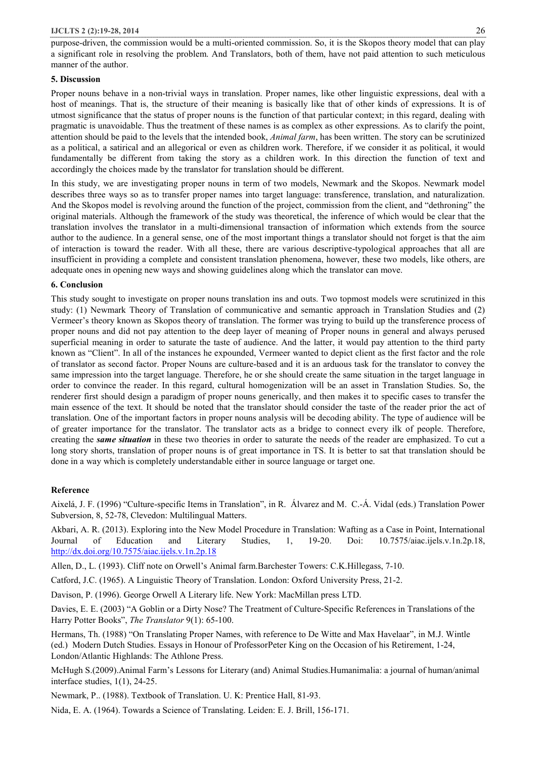purpose-driven, the commission would be a multi-oriented commission. So, it is the Skopos theory model that can play a significant role in resolving the problem. And Translators, both of them, have not paid attention to such meticulous manner of the author.

## 5. Discussion

Proper nouns behave in a non-trivial ways in translation. Proper names, like other linguistic expressions, deal with a host of meanings. That is, the structure of their meaning is basically like that of other kinds of expressions. It is of utmost significance that the status of proper nouns is the function of that particular context; in this regard, dealing with pragmatic is unavoidable. Thus the treatment of these names is as complex as other expressions. As to clarify the point, attention should be paid to the levels that the intended book, *Animal farm*, has been written. The story can be scrutinized as a political, a satirical and an allegorical or even as children work. Therefore, if we consider it as political, it would fundamentally be different from taking the story as a children work. In this direction the function of text and accordingly the choices made by the translator for translation should be different.

In this study, we are investigating proper nouns in term of two models, Newmark and the Skopos. Newmark model describes three ways so as to transfer proper names into target language: transference, translation, and naturalization. And the Skopos model is revolving around the function of the project, commission from the client, and "dethroning" the original materials. Although the framework of the study was theoretical, the inference of which would be clear that the translation involves the translator in a multi-dimensional transaction of information which extends from the source author to the audience. In a general sense, one of the most important things a translator should not forget is that the aim of interaction is toward the reader. With all these, there are various descriptive-typological approaches that all are insufficient in providing a complete and consistent translation phenomena, however, these two models, like others, are adequate ones in opening new ways and showing guidelines along which the translator can move.

## 6. Conclusion

This study sought to investigate on proper nouns translation ins and outs. Two topmost models were scrutinized in this study: (1) Newmark Theory of Translation of communicative and semantic approach in Translation Studies and (2) Vermeer's theory known as Skopos theory of translation. The former was trying to build up the transference process of proper nouns and did not pay attention to the deep layer of meaning of Proper nouns in general and always perused superficial meaning in order to saturate the taste of audience. And the latter, it would pay attention to the third party known as "Client". In all of the instances he expounded, Vermeer wanted to depict client as the first factor and the role of translator as second factor. Proper Nouns are culture-based and it is an arduous task for the translator to convey the same impression into the target language. Therefore, he or she should create the same situation in the target language in order to convince the reader. In this regard, cultural homogenization will be an asset in Translation Studies. So, the renderer first should design a paradigm of proper nouns generically, and then makes it to specific cases to transfer the main essence of the text. It should be noted that the translator should consider the taste of the reader prior the act of translation. One of the important factors in proper nouns analysis will be decoding ability. The type of audience will be of greater importance for the translator. The translator acts as a bridge to connect every ilk of people. Therefore, creating the ***same situation*** in these two theories in order to saturate the needs of the reader are emphasized. To cut a long story shorts, translation of proper nouns is of great importance in TS. It is better to sat that translation should be done in a way which is completely understandable either in source language or target one.

## Reference

Aixelá, J. F. (1996) "Culture-specific Items in Translation", in R. Álvarez and M. C.-Á. Vidal (eds.) Translation Power Subversion, 8, 52-78, Clevedon: Multilingual Matters.

Akbari, A. R. (2013). Exploring into the New Model Procedure in Translation: Wafting as a Case in Point, International Journal of Education and Literary Studies, 1, 19-20. Doi: 10.7575/aiac.ijels.v.1n.2p.18, http://dx.doi.org/10.7575/aiac.ijels.v.1n.2p.18

Allen, D., L. (1993). Cliff note on Orwell's Animal farm.Barchester Towers: C.K.Hillegass, 7-10.

Catford, J.C. (1965). A Linguistic Theory of Translation. London: Oxford University Press, 21-2.

Davison, P. (1996). George Orwell A Literary life. New York: MacMillan press LTD.

Davies, E. E. (2003) "A Goblin or a Dirty Nose? The Treatment of Culture-Specific References in Translations of the Harry Potter Books", *The Translator* 9(1): 65-100.

Hermans, Th. (1988) "On Translating Proper Names, with reference to De Witte and Max Havelaar", in M.J. Wintle (ed.) Modern Dutch Studies. Essays in Honour of ProfessorPeter King on the Occasion of his Retirement, 1-24, London/Atlantic Highlands: The Athlone Press.

McHugh S.(2009).Animal Farm's Lessons for Literary (and) Animal Studies.Humanimalia: a journal of human/animal interface studies, 1(1), 24-25.

Newmark, P.. (1988). Textbook of Translation. U. K: Prentice Hall, 81-93.

Nida, E. A. (1964). Towards a Science of Translating. Leiden: E. J. Brill, 156-171.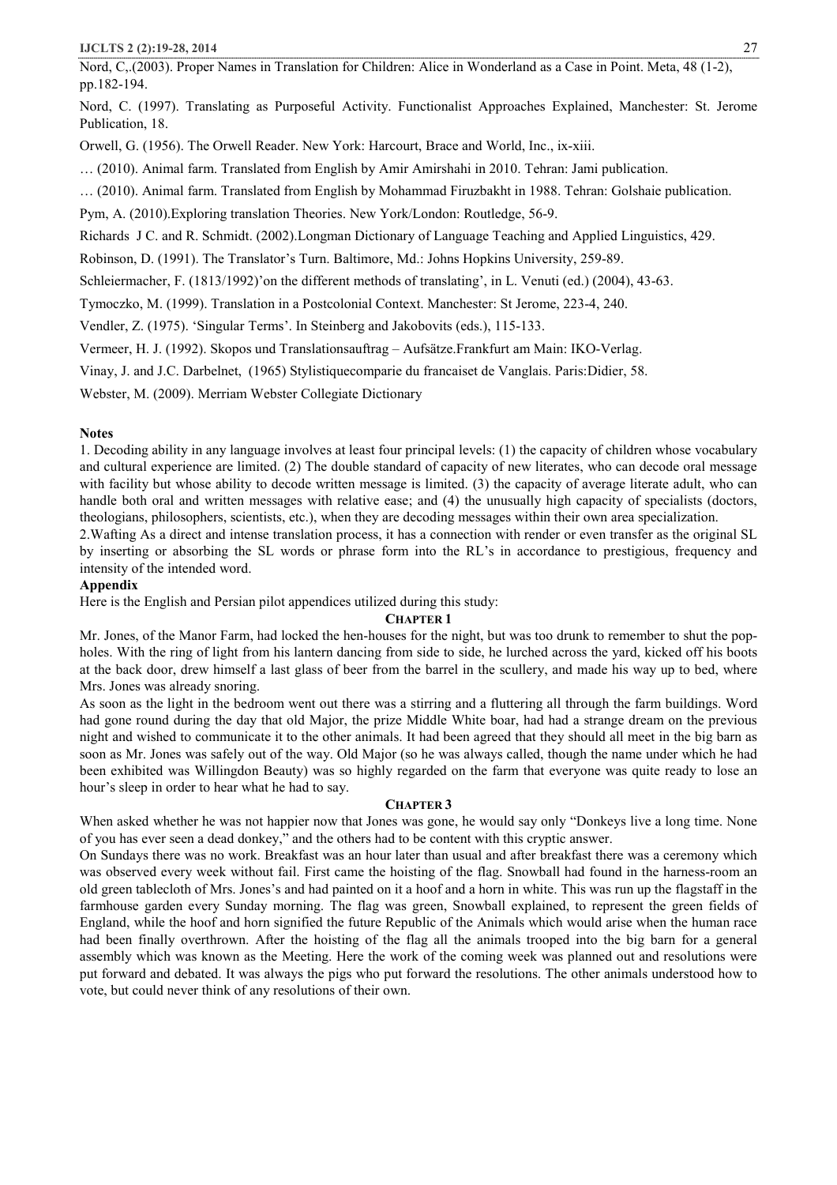Nord, C,.(2003). Proper Names in Translation for Children: Alice in Wonderland as a Case in Point. Meta, 48 (1-2), pp.182-194.

Nord, C. (1997). Translating as Purposeful Activity. Functionalist Approaches Explained, Manchester: St. Jerome Publication, 18.

Orwell, G. (1956). The Orwell Reader. New York: Harcourt, Brace and World, Inc., ix-xiii.

… (2010). Animal farm. Translated from English by Amir Amirshahi in 2010. Tehran: Jami publication.

… (2010). Animal farm. Translated from English by Mohammad Firuzbakht in 1988. Tehran: Golshaie publication.

Pym, A. (2010).Exploring translation Theories. New York/London: Routledge, 56-9.

Richards J C. and R. Schmidt. (2002).Longman Dictionary of Language Teaching and Applied Linguistics, 429.

Robinson, D. (1991). The Translator's Turn. Baltimore, Md.: Johns Hopkins University, 259-89.

Schleiermacher, F. (1813/1992)'on the different methods of translating', in L. Venuti (ed.) (2004), 43-63.

Tymoczko, M. (1999). Translation in a Postcolonial Context. Manchester: St Jerome, 223-4, 240.

Vendler, Z. (1975). 'Singular Terms'. In Steinberg and Jakobovits (eds.), 115-133.

Vermeer, H. J. (1992). Skopos und Translationsauftrag – Aufsätze.Frankfurt am Main: IKO-Verlag.

Vinay, J. and J.C. Darbelnet, (1965) Stylistiquecomparie du francaiset de Vanglais. Paris:Didier, 58.

Webster, M. (2009). Merriam Webster Collegiate Dictionary

**Notes**

1. Decoding ability in any language involves at least four principal levels: (1) the capacity of children whose vocabulary and cultural experience are limited. (2) The double standard of capacity of new literates, who can decode oral message with facility but whose ability to decode written message is limited. (3) the capacity of average literate adult, who can handle both oral and written messages with relative ease; and (4) the unusually high capacity of specialists (doctors, theologians, philosophers, scientists, etc.), when they are decoding messages within their own area specialization.

2.Wafting As a direct and intense translation process, it has a connection with render or even transfer as the original SL by inserting or absorbing the SL words or phrase form into the RL's in accordance to prestigious, frequency and intensity of the intended word.

**Appendix**

Here is the English and Persian pilot appendices utilized during this study:

**CHAPTER 1**

Mr. Jones, of the Manor Farm, had locked the hen-houses for the night, but was too drunk to remember to shut the pop-holes. With the ring of light from his lantern dancing from side to side, he lurched across the yard, kicked off his boots at the back door, drew himself a last glass of beer from the barrel in the scullery, and made his way up to bed, where Mrs. Jones was already snoring.

As soon as the light in the bedroom went out there was a stirring and a fluttering all through the farm buildings. Word had gone round during the day that old Major, the prize Middle White boar, had had a strange dream on the previous night and wished to communicate it to the other animals. It had been agreed that they should all meet in the big barn as soon as Mr. Jones was safely out of the way. Old Major (so he was always called, though the name under which he had been exhibited was Willingdon Beauty) was so highly regarded on the farm that everyone was quite ready to lose an hour's sleep in order to hear what he had to say.

**CHAPTER 3**

When asked whether he was not happier now that Jones was gone, he would say only "Donkeys live a long time. None of you has ever seen a dead donkey," and the others had to be content with this cryptic answer.

On Sundays there was no work. Breakfast was an hour later than usual and after breakfast there was a ceremony which was observed every week without fail. First came the hoisting of the flag. Snowball had found in the harness-room an old green tablecloth of Mrs. Jones's and had painted on it a hoof and a horn in white. This was run up the flagstaff in the farmhouse garden every Sunday morning. The flag was green, Snowball explained, to represent the green fields of England, while the hoof and horn signified the future Republic of the Animals which would arise when the human race had been finally overthrown. After the hoisting of the flag all the animals trooped into the big barn for a general assembly which was known as the Meeting. Here the work of the coming week was planned out and resolutions were put forward and debated. It was always the pigs who put forward the resolutions. The other animals understood how to vote, but could never think of any resolutions of their own.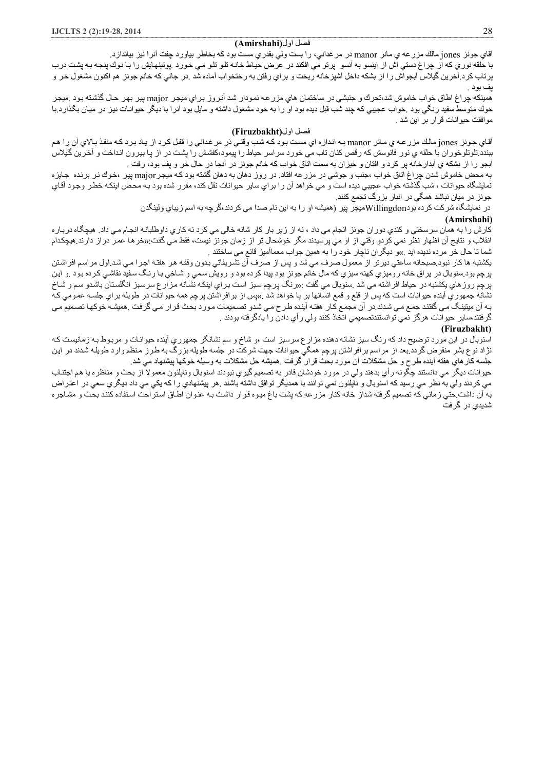### فصل اول(Amirshahi)

آقاي جونز jones مالك مزرعه ي مانر manor در مرغداني، را بست ولي بقدري مست بود كه بخاطر بياورد چفت آنرا نيز بياندازد.
با حلقه نوري كه از چراغ دستي اش از اينسو به آنسو پرتو مي افكند در عرض حياط خانه تلو تلو مي خورد .پوتينهايش را با نوك پنجه به پشت درب پرتاب كرد.آخرين گيلاس آبجواش را از بشكه داخل آشپزخانه ريخت و براي رفتن به رختخواب آماده شد .در جائي كه خانم جونز هم اكنون مشغول خر و پف بود .

همينكه چراغ اطاق خواب خاموش شد،تحرك و جنبشي در ساختمان هاي مزرعه نمودار شد آنروز براي ميجر major پير بهر حال گذشته بود .ميجر خوك متوسط سفيد رنگي بود .خواب عجيبي كه چند شب قبل ديده بود او را به خود مشغول داشته و مايل بود آنرا با ديگر حيوانات نيز در ميان بگذارد.با موافقت حيوانات قرار بر اين شد .

### فصل اول(Firuzbakht)

آقاي جونز jones مالك مزرعه ي مانر manor به اندازه اي مست بود كه شب وقتي در مرغداني را قفل كرد از ياد برد كه منفذ بالاي آن را هم ببندد.تلوتلوخوران با حلقه ي نور فانوسش كه رقص كنان تاب مي خورد سراسر حياط را پيمود،كفشش را پشت در از پا بيرون انداخت و آخرين گيلاس آبجو را از بشكه ي آبدارخانه پر كرد و افتان و خيزان به سمت اتاق خواب كه خانم جونز در آنجا در حال خر و پف بود، رفت .

به محض خاموش شدن چراغ اتاق خواب ،جنب و جوشي در مزرعه افتاد. در روز دهان به دهان گشته بود كه ميجرmajor پير ،خوك نر برنده جايزه نمايشگاه حيوانات ، شب گذشته خواب عجيبي ديده است و مي خواهد آن را براي ساير حيوانات نقل كند، مقرر شده بود به محض اينكه خطر وجود آقاي جونز در ميان نباشد همگي در انبار بزرگ تجمع كنند.

در نمايشگاه شركت كرده بودWillingdonميجر پير (هميشه او را به اين نام صدا مي كردند،گرچه به اسم زيباي ولينگدن

### (Amirshahi)

كارش را به همان سرسختي و كندي دوران جونز انجام مي داد ، نه از زير بار كار شانه خالي مي كرد نه كاري داوطلبانه انجام مي داد. هيچگاه درباره انقلاب و نتايج آن اظهار نظر نمي كردو وقتي از او مي پرسيدند مگر خوشحال تر از زمان جونز نيست، فقط مي گفت:«خرها عمر دراز دارند.هيچكدام شما تا حال خر مرده نديده ايد .»و ديگران ناچار خود را به همين جواب معماآميز قانع مي ساختند .

يكشنبه ها كار نبود.صبحانه ساعتي ديرتر از معمول صرف مي شد و پس از صرف آن تشريفاتي بدون وقفه هر هفته اجرا مي شد.اول مراسم افراشتن پرچم بود.سنوبال در براق خانه روميزي كهنه سبزي كه مال خانم جونز بود پيدا كرده بود و رويش سمي و شاخي با رنگ سفيد نقاشي كرده بود .و اين پرچم روزهاي يكشنبه در حياط افراشته مي شد .سنوبال مي گفت :«رنگ پرچم سبز است براي اينكه نشانه مزارع سرسبز انگلستان باشدو سم و شاخ نشانه جمهوري آينده حيوانات است كه پس از قلع و قمع انسانها بر پا خواهد شد .»پس از برافراشتن پرچم همه حيوانات در طويله براي جلسه عمومي كه به آن ميتينگ مي گفتند جمع مي شدند.در آن مجمع كار هفته آينده طرح مي شدو تصميمات مورد بحث قرار مي گرفت .هميشه خوكها تصميم مي گرفتند،ساير حيوانات هرگز نمي توانستندتصميمي اتخاذ كنند ولي رأي دادن را يادگرفته بودند .

### (Firuzbakht)

اسنوبال در اين مورد توضيح داد كه رنگ سبز نشانه دهنده مزارع سرسبز است ،و شاخ و سم نشانگر جمهوري آينده حيوانات و مربوط به زمانيست كه نژاد نوع بشر منقرض گردد.بعد از مراسم برافراشتن پرچم همگي حيوانات جهت شركت در جلسه طويله بزرگ به طرز منظم وارد طويله شدند در اين جلسه كارهاي هفته آينده طرح و حل مشكلات آن مورد بحث قرار گرفت .هميشه حل مشكلات به وسيله خوكها پيشنهاد مي شد.

حيوانات ديگر مي دانستند چگونه رأي بدهند ولي در مورد خودشان قادر به تصميم گيري نبودند اسنوبال وناپلئون معمولا از بحث و مناظره با هم اجتناب مي كردند ولي به نظر مي رسيد كه اسنوبال و ناپلئون نمي توانند با همديگر توافق داشته باشند .هر پيشنهادي را كه يكي مي داد ديگري سعي در اعتراض به آن داشت.حتي زماني كه تصميم گرفته شد تا خانه كنار مزرعه كه پشت باغ ميوه قرار داشت به عنوان اطاق استراحت استفاده كنند بحث و مشاجره شديدي در گرفت